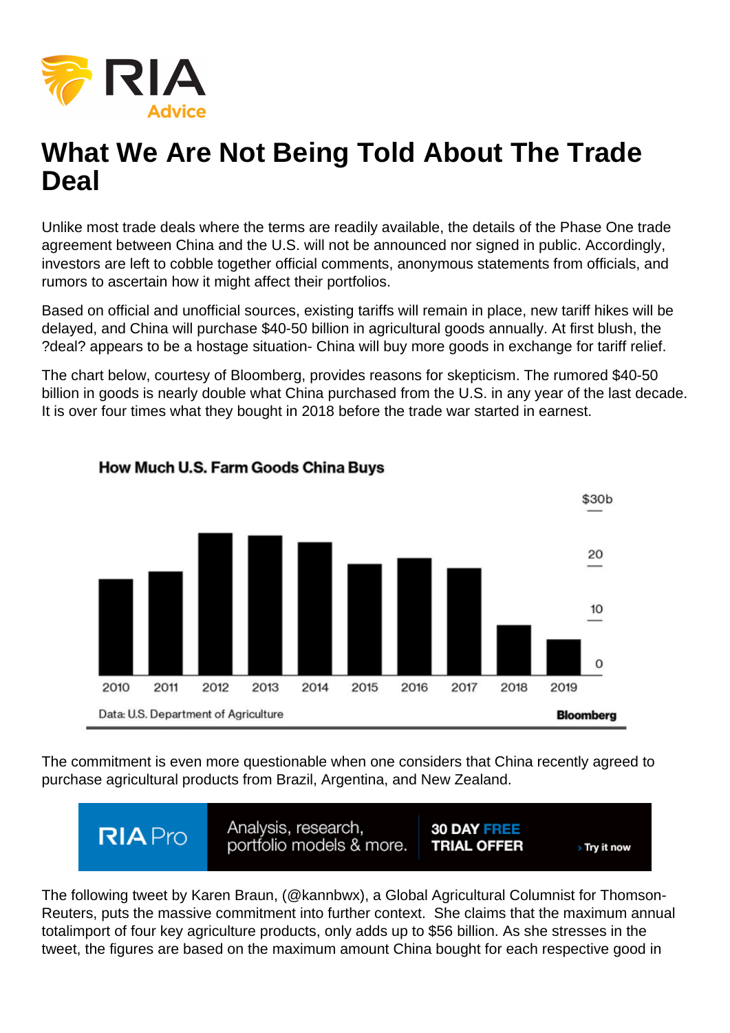# What We Are Not Being Told About The Trade Deal

Unlike most trade deals where the terms are readily available, the details of the Phase One trade agreement between China and the U.S. will not be announced nor signed in public. Accordingly, investors are left to cobble together official comments, anonymous statements from officials, and rumors to ascertain how it might affect their portfolios.

Based on official and unofficial sources, existing tariffs will remain in place, new tariff hikes will be delayed, and China will purchase $40-50 billion in agricultural goods annually. At first blush, the ?deal? appears to be a hostage situation- China will buy more goods in exchange for tariff relief.

The chart below, courtesy of Bloomberg, provides reasons for skepticism. The rumored $40-50 billion in goods is nearly double what China purchased from the U.S. in any year of the last decade. It is over four times what they bought in 2018 before the trade war started in earnest.

**How Much U.S. Farm Goods China Buys**

Data: U.S. Department of Agriculture — Bloomberg

The commitment is even more questionable when one considers that China recently agreed to purchase agricultural products from Brazil, Argentina, and New Zealand.

The following tweet by Karen Braun, (@kannbwx), a Global Agricultural Columnist for Thomson-Reuters, puts the massive commitment into further context. She claims that the maximum annual totalimport of four key agriculture products, only adds up to $56 billion. As she stresses in the tweet, the figures are based on the maximum amount China bought for each respective good in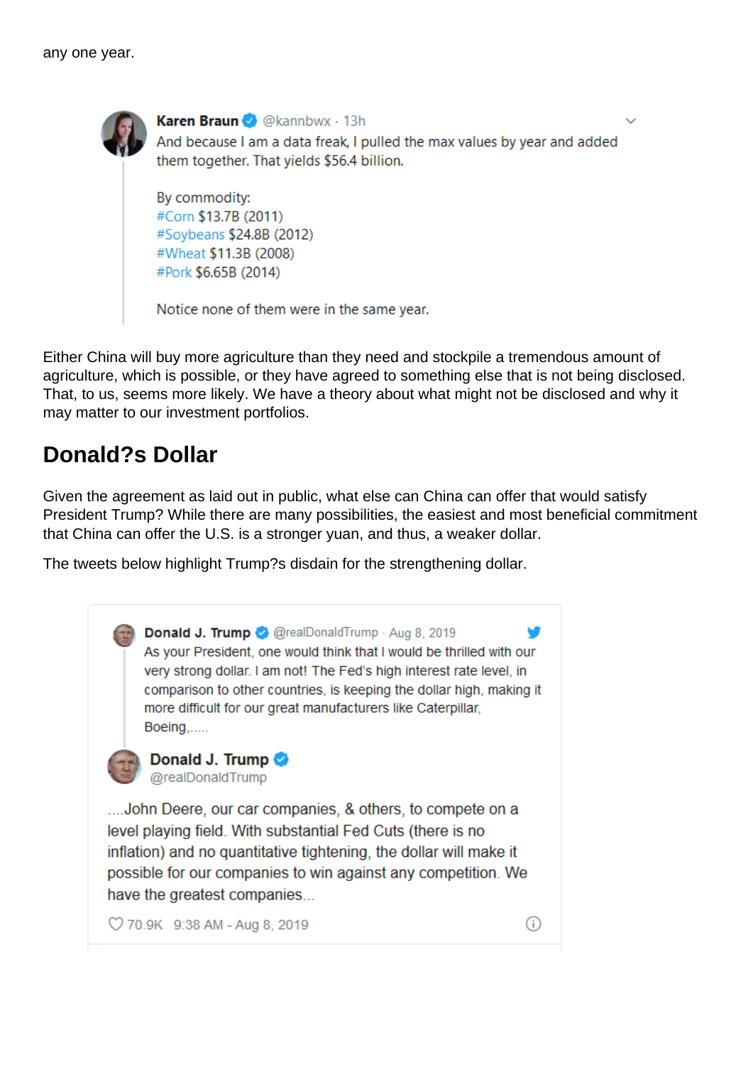any one year.

> **Karen Braun** @kannbwx · 13h
>
> And because I am a data freak, I pulled the max values by year and added them together. That yields $56.4 billion.
>
> By commodity:
> #Corn $13.7B (2011)
> #Soybeans $24.8B (2012)
> #Wheat $11.3B (2008)
> #Pork $6.65B (2014)
>
> Notice none of them were in the same year.

Either China will buy more agriculture than they need and stockpile a tremendous amount of agriculture, which is possible, or they have agreed to something else that is not being disclosed. That, to us, seems more likely. We have a theory about what might not be disclosed and why it may matter to our investment portfolios.

## Donald?s Dollar

Given the agreement as laid out in public, what else can China can offer that would satisfy President Trump? While there are many possibilities, the easiest and most beneficial commitment that China can offer the U.S. is a stronger yuan, and thus, a weaker dollar.

The tweets below highlight Trump?s disdain for the strengthening dollar.

> **Donald J. Trump** @realDonaldTrump · Aug 8, 2019
>
> As your President, one would think that I would be thrilled with our very strong dollar. I am not! The Fed's high interest rate level, in comparison to other countries, is keeping the dollar high, making it more difficult for our great manufacturers like Caterpillar, Boeing,.....

> **Donald J. Trump** @realDonaldTrump
>
> ....John Deere, our car companies, & others, to compete on a level playing field. With substantial Fed Cuts (there is no inflation) and no quantitative tightening, the dollar will make it possible for our companies to win against any competition. We have the greatest companies...
>
> 70.9K 9:38 AM - Aug 8, 2019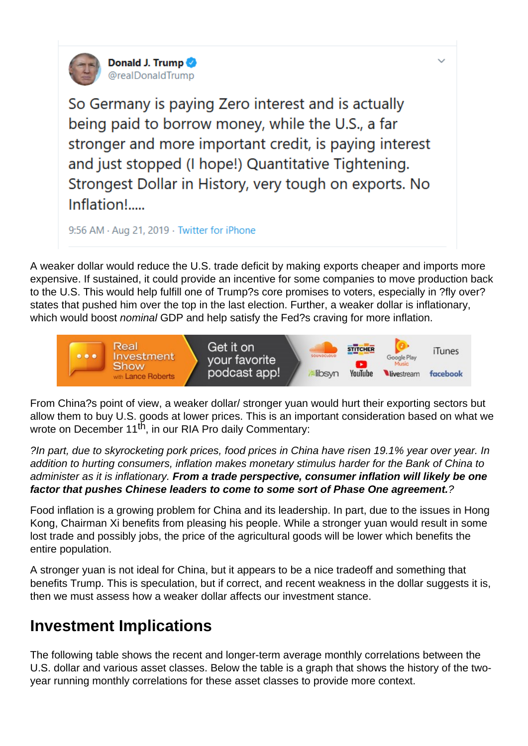Donald J. Trump
@realDonaldTrump

So Germany is paying Zero interest and is actually being paid to borrow money, while the U.S., a far stronger and more important credit, is paying interest and just stopped (I hope!) Quantitative Tightening. Strongest Dollar in History, very tough on exports. No Inflation!.....

9:56 AM · Aug 21, 2019 · Twitter for iPhone

A weaker dollar would reduce the U.S. trade deficit by making exports cheaper and imports more expensive. If sustained, it could provide an incentive for some companies to move production back to the U.S. This would help fulfill one of Trump?s core promises to voters, especially in ?fly over? states that pushed him over the top in the last election. Further, a weaker dollar is inflationary, which would boost *nominal* GDP and help satisfy the Fed?s craving for more inflation.

Real Investment Show with Lance Roberts — Get it on your favorite podcast app! SoundCloud, Stitcher, Google Play Music, iTunes, libsyn, YouTube, livestream, facebook

From China?s point of view, a weaker dollar/ stronger yuan would hurt their exporting sectors but allow them to buy U.S. goods at lower prices. This is an important consideration based on what we wrote on December 11th, in our RIA Pro daily Commentary:

*?In part, due to skyrocketing pork prices, food prices in China have risen 19.1% year over year. In addition to hurting consumers, inflation makes monetary stimulus harder for the Bank of China to administer as it is inflationary.* ***From a trade perspective, consumer inflation will likely be one factor that pushes Chinese leaders to come to some sort of Phase One agreement.****?*

Food inflation is a growing problem for China and its leadership. In part, due to the issues in Hong Kong, Chairman Xi benefits from pleasing his people. While a stronger yuan would result in some lost trade and possibly jobs, the price of the agricultural goods will be lower which benefits the entire population.

A stronger yuan is not ideal for China, but it appears to be a nice tradeoff and something that benefits Trump. This is speculation, but if correct, and recent weakness in the dollar suggests it is, then we must assess how a weaker dollar affects our investment stance.

## Investment Implications

The following table shows the recent and longer-term average monthly correlations between the U.S. dollar and various asset classes. Below the table is a graph that shows the history of the two-year running monthly correlations for these asset classes to provide more context.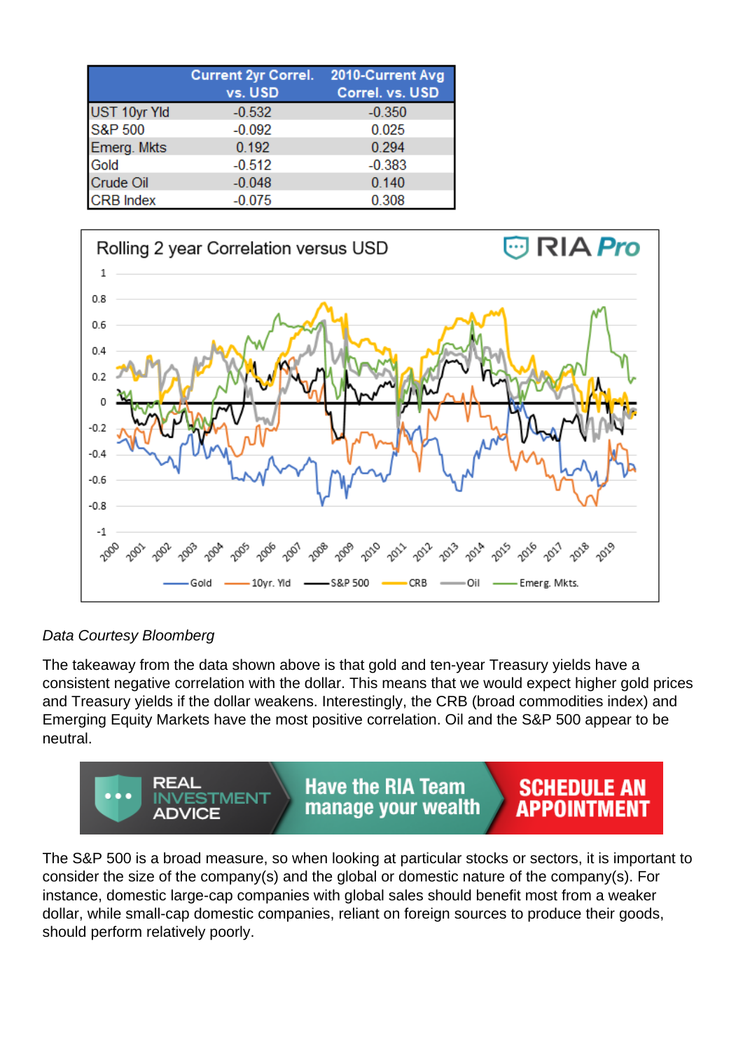|  | Current 2yr Correl. vs. USD | 2010-Current Avg Correl. vs. USD |
|---|---|---|
| UST 10yr Yld | -0.532 | -0.350 |
| S&P 500 | -0.092 | 0.025 |
| Emerg. Mkts | 0.192 | 0.294 |
| Gold | -0.512 | -0.383 |
| Crude Oil | -0.048 | 0.140 |
| CRB Index | -0.075 | 0.308 |

*Data Courtesy Bloomberg*

The takeaway from the data shown above is that gold and ten-year Treasury yields have a consistent negative correlation with the dollar. This means that we would expect higher gold prices and Treasury yields if the dollar weakens. Interestingly, the CRB (broad commodities index) and Emerging Equity Markets have the most positive correlation. Oil and the S&P 500 appear to be neutral.

The S&P 500 is a broad measure, so when looking at particular stocks or sectors, it is important to consider the size of the company(s) and the global or domestic nature of the company(s). For instance, domestic large-cap companies with global sales should benefit most from a weaker dollar, while small-cap domestic companies, reliant on foreign sources to produce their goods, should perform relatively poorly.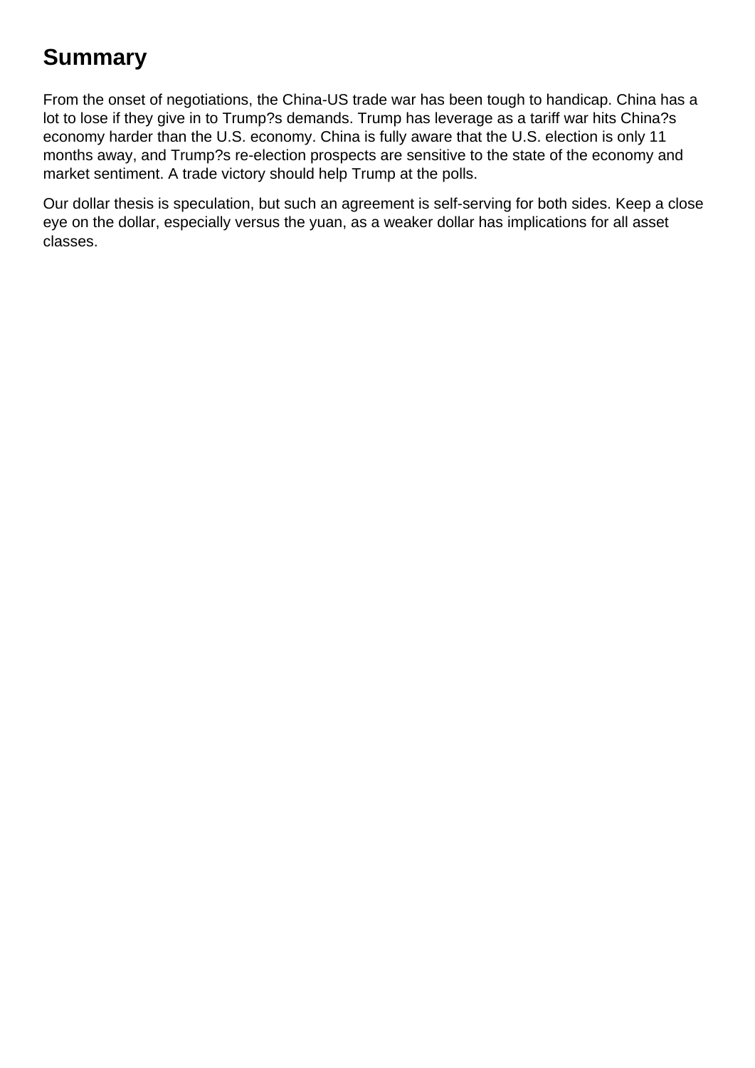## Summary

From the onset of negotiations, the China-US trade war has been tough to handicap. China has a lot to lose if they give in to Trump?s demands. Trump has leverage as a tariff war hits China?s economy harder than the U.S. economy. China is fully aware that the U.S. election is only 11 months away, and Trump?s re-election prospects are sensitive to the state of the economy and market sentiment. A trade victory should help Trump at the polls.

Our dollar thesis is speculation, but such an agreement is self-serving for both sides. Keep a close eye on the dollar, especially versus the yuan, as a weaker dollar has implications for all asset classes.